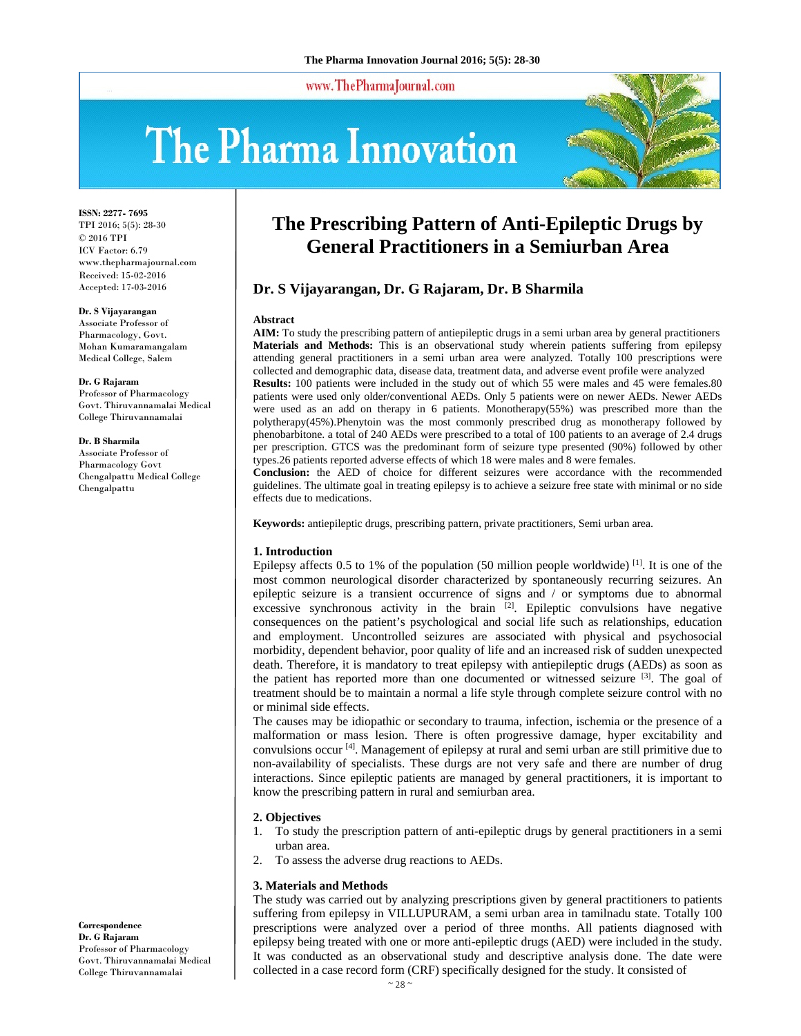# The Prescribing Pattern of Anti-Epileptic Drugs by General Practitioners in a Semiurban Area

**Dr. S Vijayarangan, Dr. G Rajaram, Dr. B Sharmila**

ISSN: 2277- 7695
TPI 2016; 5(5): 28-30
© 2016 TPI
ICV Factor: 6.79
www.thepharmajournal.com
Received: 15-02-2016
Accepted: 17-03-2016

**Dr. S Vijayarangan**
Associate Professor of Pharmacology, Govt. Mohan Kumaramangalam Medical College, Salem

**Dr. G Rajaram**
Professor of Pharmacology Govt. Thiruvannamalai Medical College Thiruvannamalai

**Dr. B Sharmila**
Associate Professor of Pharmacology Govt Chengalpattu Medical College Chengalpattu

**Correspondence**
**Dr. G Rajaram**
Professor of Pharmacology Govt. Thiruvannamalai Medical College Thiruvannamalai

## Abstract

**AIM:** To study the prescribing pattern of antiepileptic drugs in a semi urban area by general practitioners
**Materials and Methods:** This is an observational study wherein patients suffering from epilepsy attending general practitioners in a semi urban area were analyzed. Totally 100 prescriptions were collected and demographic data, disease data, treatment data, and adverse event profile were analyzed
**Results:** 100 patients were included in the study out of which 55 were males and 45 were females.80 patients were used only older/conventional AEDs. Only 5 patients were on newer AEDs. Newer AEDs were used as an add on therapy in 6 patients. Monotherapy(55%) was prescribed more than the polytherapy(45%).Phenytoin was the most commonly prescribed drug as monotherapy followed by phenobarbitone. a total of 240 AEDs were prescribed to a total of 100 patients to an average of 2.4 drugs per prescription. GTCS was the predominant form of seizure type presented (90%) followed by other types.26 patients reported adverse effects of which 18 were males and 8 were females.
**Conclusion:** the AED of choice for different seizures were accordance with the recommended guidelines. The ultimate goal in treating epilepsy is to achieve a seizure free state with minimal or no side effects due to medications.

**Keywords:** antiepileptic drugs, prescribing pattern, private practitioners, Semi urban area.

## 1. Introduction

Epilepsy affects 0.5 to 1% of the population (50 million people worldwide) [1]. It is one of the most common neurological disorder characterized by spontaneously recurring seizures. An epileptic seizure is a transient occurrence of signs and / or symptoms due to abnormal excessive synchronous activity in the brain [2]. Epileptic convulsions have negative consequences on the patient's psychological and social life such as relationships, education and employment. Uncontrolled seizures are associated with physical and psychosocial morbidity, dependent behavior, poor quality of life and an increased risk of sudden unexpected death. Therefore, it is mandatory to treat epilepsy with antiepileptic drugs (AEDs) as soon as the patient has reported more than one documented or witnessed seizure [3]. The goal of treatment should be to maintain a normal a life style through complete seizure control with no or minimal side effects.

The causes may be idiopathic or secondary to trauma, infection, ischemia or the presence of a malformation or mass lesion. There is often progressive damage, hyper excitability and convulsions occur [4]. Management of epilepsy at rural and semi urban are still primitive due to non-availability of specialists. These durgs are not very safe and there are number of drug interactions. Since epileptic patients are managed by general practitioners, it is important to know the prescribing pattern in rural and semiurban area.

## 2. Objectives

1. To study the prescription pattern of anti-epileptic drugs by general practitioners in a semi urban area.
2. To assess the adverse drug reactions to AEDs.

## 3. Materials and Methods

The study was carried out by analyzing prescriptions given by general practitioners to patients suffering from epilepsy in VILLUPURAM, a semi urban area in tamilnadu state. Totally 100 prescriptions were analyzed over a period of three months. All patients diagnosed with epilepsy being treated with one or more anti-epileptic drugs (AED) were included in the study. It was conducted as an observational study and descriptive analysis done. The date were collected in a case record form (CRF) specifically designed for the study. It consisted of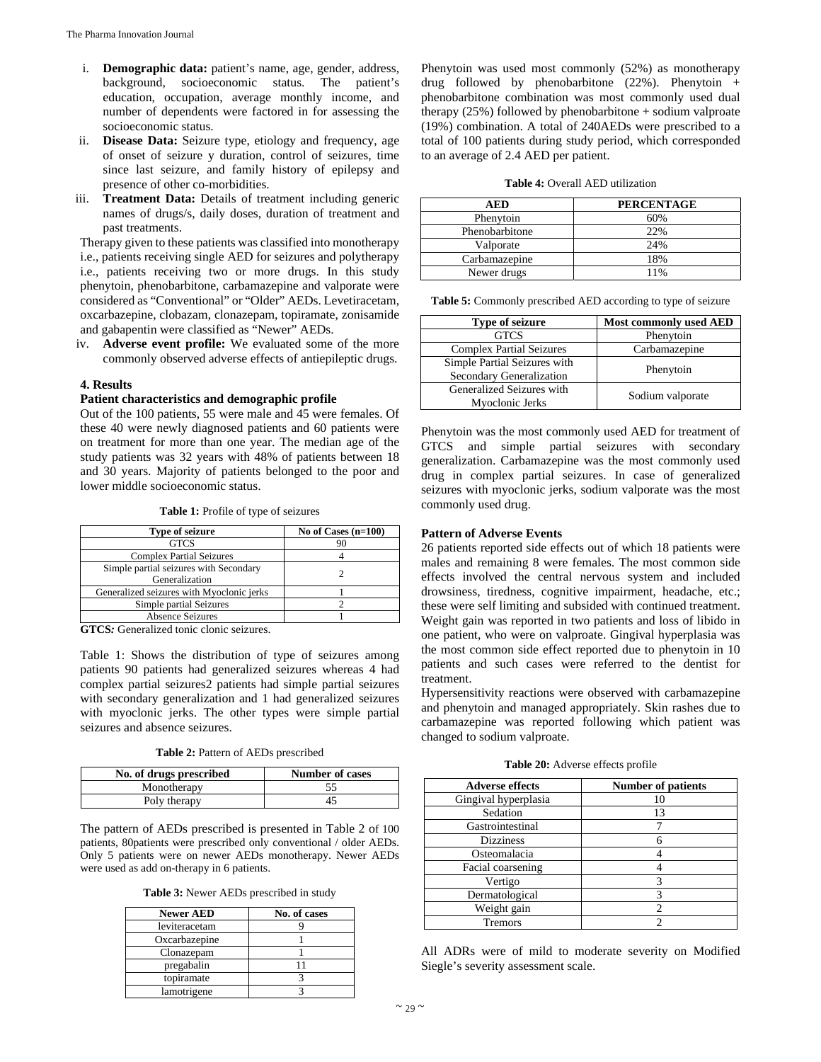i. **Demographic data:** patient's name, age, gender, address, background, socioeconomic status. The patient's education, occupation, average monthly income, and number of dependents were factored in for assessing the socioeconomic status.
ii. **Disease Data:** Seizure type, etiology and frequency, age of onset of seizure y duration, control of seizures, time since last seizure, and family history of epilepsy and presence of other co-morbidities.
iii. **Treatment Data:** Details of treatment including generic names of drugs/s, daily doses, duration of treatment and past treatments.

Therapy given to these patients was classified into monotherapy i.e., patients receiving single AED for seizures and polytherapy i.e., patients receiving two or more drugs. In this study phenytoin, phenobarbitone, carbamazepine and valporate were considered as "Conventional" or "Older" AEDs. Levetiracetam, oxcarbazepine, clobazam, clonazepam, topiramate, zonisamide and gabapentin were classified as "Newer" AEDs.

iv. **Adverse event profile:** We evaluated some of the more commonly observed adverse effects of antiepileptic drugs.

## 4. Results

### Patient characteristics and demographic profile

Out of the 100 patients, 55 were male and 45 were females. Of these 40 were newly diagnosed patients and 60 patients were on treatment for more than one year. The median age of the study patients was 32 years with 48% of patients between 18 and 30 years. Majority of patients belonged to the poor and lower middle socioeconomic status.

**Table 1:** Profile of type of seizures

| Type of seizure | No of Cases (n=100) |
|---|---|
| GTCS | 90 |
| Complex Partial Seizures | 4 |
| Simple partial seizures with Secondary Generalization | 2 |
| Generalized seizures with Myoclonic jerks | 1 |
| Simple partial Seizures | 2 |
| Absence Seizures | 1 |

**GTCS:** Generalized tonic clonic seizures.

Table 1: Shows the distribution of type of seizures among patients 90 patients had generalized seizures whereas 4 had complex partial seizures2 patients had simple partial seizures with secondary generalization and 1 had generalized seizures with myoclonic jerks. The other types were simple partial seizures and absence seizures.

**Table 2:** Pattern of AEDs prescribed

| No. of drugs prescribed | Number of cases |
|---|---|
| Monotherapy | 55 |
| Poly therapy | 45 |

The pattern of AEDs prescribed is presented in Table 2 of 100 patients, 80patients were prescribed only conventional / older AEDs. Only 5 patients were on newer AEDs monotherapy. Newer AEDs were used as add on-therapy in 6 patients.

**Table 3:** Newer AEDs prescribed in study

| Newer AED | No. of cases |
|---|---|
| leviteracetam | 9 |
| Oxcarbazepine | 1 |
| Clonazepam | 1 |
| pregabalin | 11 |
| topiramate | 3 |
| lamotrigene | 3 |

Phenytoin was used most commonly (52%) as monotherapy drug followed by phenobarbitone (22%). Phenytoin + phenobarbitone combination was most commonly used dual therapy (25%) followed by phenobarbitone + sodium valproate (19%) combination. A total of 240AEDs were prescribed to a total of 100 patients during study period, which corresponded to an average of 2.4 AED per patient.

**Table 4:** Overall AED utilization

| AED | PERCENTAGE |
|---|---|
| Phenytoin | 60% |
| Phenobarbitone | 22% |
| Valporate | 24% |
| Carbamazepine | 18% |
| Newer drugs | 11% |

**Table 5:** Commonly prescribed AED according to type of seizure

| Type of seizure | Most commonly used AED |
|---|---|
| GTCS | Phenytoin |
| Complex Partial Seizures | Carbamazepine |
| Simple Partial Seizures with Secondary Generalization | Phenytoin |
| Generalized Seizures with Myoclonic Jerks | Sodium valporate |

Phenytoin was the most commonly used AED for treatment of GTCS and simple partial seizures with secondary generalization. Carbamazepine was the most commonly used drug in complex partial seizures. In case of generalized seizures with myoclonic jerks, sodium valporate was the most commonly used drug.

### Pattern of Adverse Events

26 patients reported side effects out of which 18 patients were males and remaining 8 were females. The most common side effects involved the central nervous system and included drowsiness, tiredness, cognitive impairment, headache, etc.; these were self limiting and subsided with continued treatment. Weight gain was reported in two patients and loss of libido in one patient, who were on valproate. Gingival hyperplasia was the most common side effect reported due to phenytoin in 10 patients and such cases were referred to the dentist for treatment.

Hypersensitivity reactions were observed with carbamazepine and phenytoin and managed appropriately. Skin rashes due to carbamazepine was reported following which patient was changed to sodium valproate.

**Table 20:** Adverse effects profile

| Adverse effects | Number of patients |
|---|---|
| Gingival hyperplasia | 10 |
| Sedation | 13 |
| Gastrointestinal | 7 |
| Dizziness | 6 |
| Osteomalacia | 4 |
| Facial coarsening | 4 |
| Vertigo | 3 |
| Dermatological | 3 |
| Weight gain | 2 |
| Tremors | 2 |

All ADRs were of mild to moderate severity on Modified Siegle's severity assessment scale.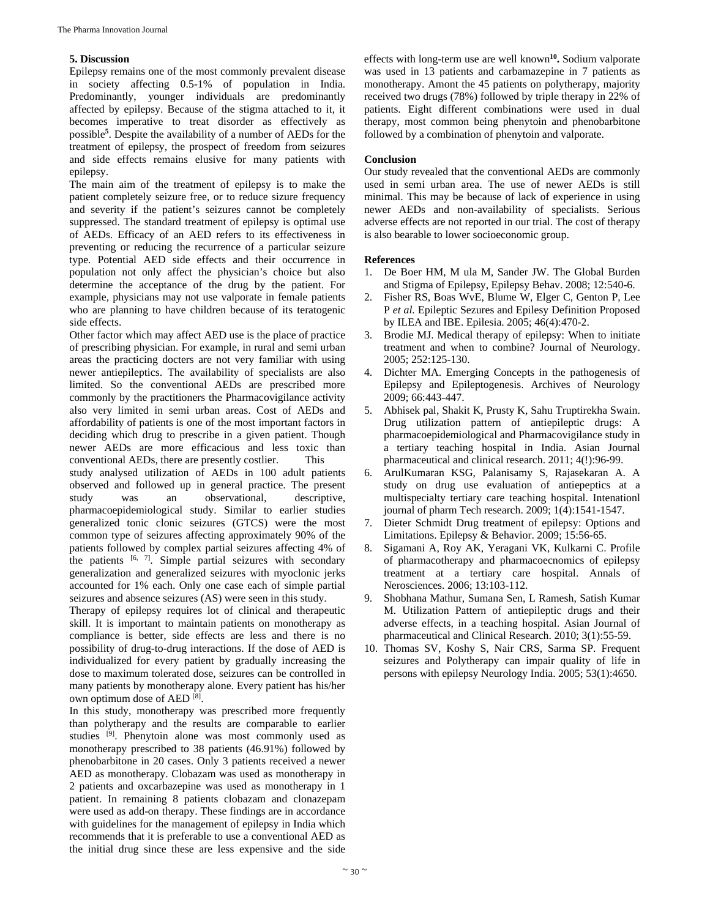## 5. Discussion

Epilepsy remains one of the most commonly prevalent disease in society affecting 0.5-1% of population in India. Predominantly, younger individuals are predominantly affected by epilepsy. Because of the stigma attached to it, it becomes imperative to treat disorder as effectively as possible[5]. Despite the availability of a number of AEDs for the treatment of epilepsy, the prospect of freedom from seizures and side effects remains elusive for many patients with epilepsy.

The main aim of the treatment of epilepsy is to make the patient completely seizure free, or to reduce sizure frequency and severity if the patient's seizures cannot be completely suppressed. The standard treatment of epilepsy is optimal use of AEDs. Efficacy of an AED refers to its effectiveness in preventing or reducing the recurrence of a particular seizure type. Potential AED side effects and their occurrence in population not only affect the physician's choice but also determine the acceptance of the drug by the patient. For example, physicians may not use valporate in female patients who are planning to have children because of its teratogenic side effects.

Other factor which may affect AED use is the place of practice of prescribing physician. For example, in rural and semi urban areas the practicing docters are not very familiar with using newer antiepileptics. The availability of specialists are also limited. So the conventional AEDs are prescribed more commonly by the practitioners the Pharmacovigilance activity also very limited in semi urban areas. Cost of AEDs and affordability of patients is one of the most important factors in deciding which drug to prescribe in a given patient. Though newer AEDs are more efficacious and less toxic than conventional AEDs, there are presently costlier. This study analysed utilization of AEDs in 100 adult patients observed and followed up in general practice. The present study was an observational, descriptive, pharmacoepidemiological study. Similar to earlier studies generalized tonic clonic seizures (GTCS) were the most common type of seizures affecting approximately 90% of the patients followed by complex partial seizures affecting 4% of the patients [6, 7]. Simple partial seizures with secondary generalization and generalized seizures with myoclonic jerks accounted for 1% each. Only one case each of simple partial seizures and absence seizures (AS) were seen in this study.

Therapy of epilepsy requires lot of clinical and therapeutic skill. It is important to maintain patients on monotherapy as compliance is better, side effects are less and there is no possibility of drug-to-drug interactions. If the dose of AED is individualized for every patient by gradually increasing the dose to maximum tolerated dose, seizures can be controlled in many patients by monotherapy alone. Every patient has his/her own optimum dose of AED [8].

In this study, monotherapy was prescribed more frequently than polytherapy and the results are comparable to earlier studies [9]. Phenytoin alone was most commonly used as monotherapy prescribed to 38 patients (46.91%) followed by phenobarbitone in 20 cases. Only 3 patients received a newer AED as monotherapy. Clobazam was used as monotherapy in 2 patients and oxcarbazepine was used as monotherapy in 1 patient. In remaining 8 patients clobazam and clonazepam were used as add-on therapy. These findings are in accordance with guidelines for the management of epilepsy in India which recommends that it is preferable to use a conventional AED as the initial drug since these are less expensive and the side effects with long-term use are well known[10]. Sodium valporate was used in 13 patients and carbamazepine in 7 patients as monotherapy. Amont the 45 patients on polytherapy, majority received two drugs (78%) followed by triple therapy in 22% of patients. Eight different combinations were used in dual therapy, most common being phenytoin and phenobarbitone followed by a combination of phenytoin and valporate.

## Conclusion

Our study revealed that the conventional AEDs are commonly used in semi urban area. The use of newer AEDs is still minimal. This may be because of lack of experience in using newer AEDs and non-availability of specialists. Serious adverse effects are not reported in our trial. The cost of therapy is also bearable to lower socioeconomic group.

## References

1. De Boer HM, M ula M, Sander JW. The Global Burden and Stigma of Epilepsy, Epilepsy Behav. 2008; 12:540-6.
2. Fisher RS, Boas WvE, Blume W, Elger C, Genton P, Lee P *et al.* Epileptic Sezures and Epilesy Definition Proposed by ILEA and IBE. Epilesia. 2005; 46(4):470-2.
3. Brodie MJ. Medical therapy of epilepsy: When to initiate treatment and when to combine? Journal of Neurology. 2005; 252:125-130.
4. Dichter MA. Emerging Concepts in the pathogenesis of Epilepsy and Epileptogenesis. Archives of Neurology 2009; 66:443-447.
5. Abhisek pal, Shakit K, Prusty K, Sahu Truptirekha Swain. Drug utilization pattern of antiepileptic drugs: A pharmacoepidemiological and Pharmacovigilance study in a tertiary teaching hospital in India. Asian Journal pharmaceutical and clinical research. 2011; 4(!):96-99.
6. ArulKumaran KSG, Palanisamy S, Rajasekaran A. A study on drug use evaluation of antiepeptics at a multispecialty tertiary care teaching hospital. Intenationl journal of pharm Tech research. 2009; 1(4):1541-1547.
7. Dieter Schmidt Drug treatment of epilepsy: Options and Limitations. Epilepsy & Behavior. 2009; 15:56-65.
8. Sigamani A, Roy AK, Yeragani VK, Kulkarni C. Profile of pharmacotherapy and pharmacoecnomics of epilepsy treatment at a tertiary care hospital. Annals of Nerosciences. 2006; 13:103-112.
9. Shobhana Mathur, Sumana Sen, L Ramesh, Satish Kumar M. Utilization Pattern of antiepileptic drugs and their adverse effects, in a teaching hospital. Asian Journal of pharmaceutical and Clinical Research. 2010; 3(1):55-59.
10. Thomas SV, Koshy S, Nair CRS, Sarma SP. Frequent seizures and Polytherapy can impair quality of life in persons with epilepsy Neurology India. 2005; 53(1):4650.